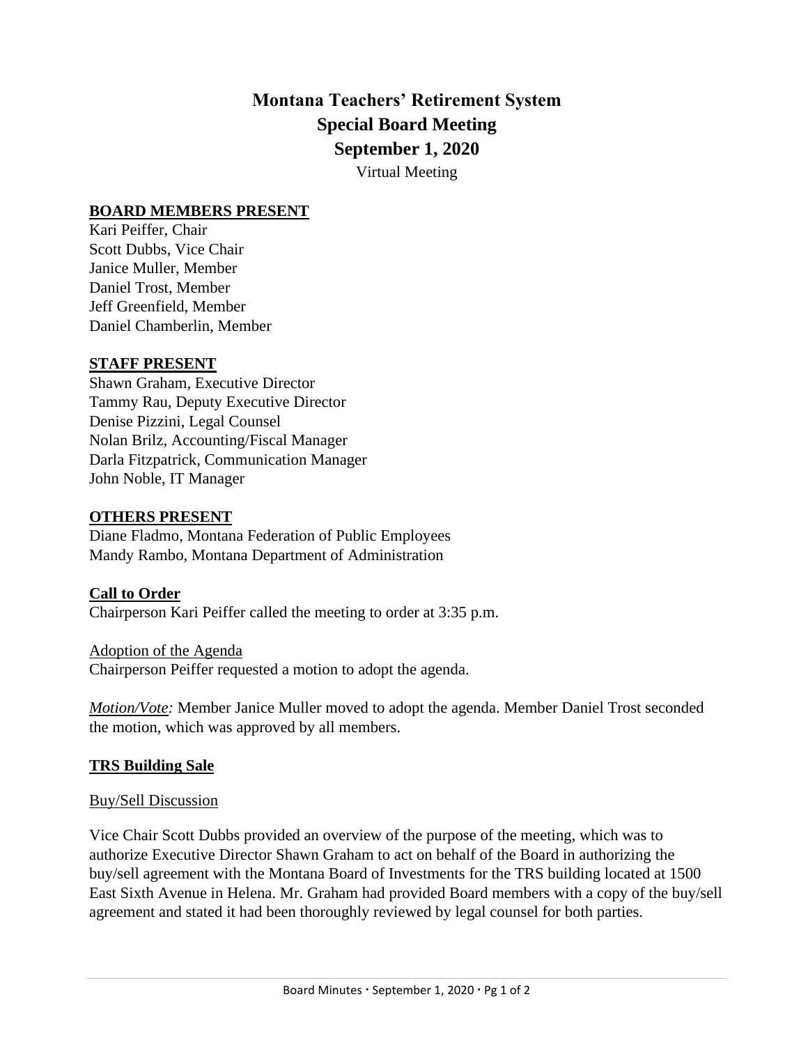# Montana Teachers' Retirement System
# Special Board Meeting
# September 1, 2020

Virtual Meeting

**BOARD MEMBERS PRESENT**

Kari Peiffer, Chair
Scott Dubbs, Vice Chair
Janice Muller, Member
Daniel Trost, Member
Jeff Greenfield, Member
Daniel Chamberlin, Member

**STAFF PRESENT**

Shawn Graham, Executive Director
Tammy Rau, Deputy Executive Director
Denise Pizzini, Legal Counsel
Nolan Brilz, Accounting/Fiscal Manager
Darla Fitzpatrick, Communication Manager
John Noble, IT Manager

**OTHERS PRESENT**

Diane Fladmo, Montana Federation of Public Employees
Mandy Rambo, Montana Department of Administration

**Call to Order**

Chairperson Kari Peiffer called the meeting to order at 3:35 p.m.

Adoption of the Agenda

Chairperson Peiffer requested a motion to adopt the agenda.

*Motion/Vote:* Member Janice Muller moved to adopt the agenda. Member Daniel Trost seconded the motion, which was approved by all members.

**TRS Building Sale**

Buy/Sell Discussion

Vice Chair Scott Dubbs provided an overview of the purpose of the meeting, which was to authorize Executive Director Shawn Graham to act on behalf of the Board in authorizing the buy/sell agreement with the Montana Board of Investments for the TRS building located at 1500 East Sixth Avenue in Helena. Mr. Graham had provided Board members with a copy of the buy/sell agreement and stated it had been thoroughly reviewed by legal counsel for both parties.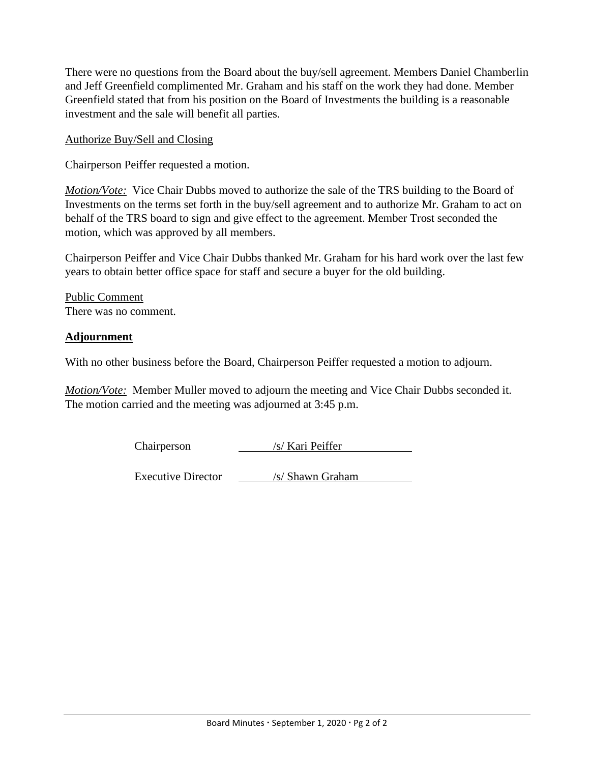There were no questions from the Board about the buy/sell agreement. Members Daniel Chamberlin and Jeff Greenfield complimented Mr. Graham and his staff on the work they had done. Member Greenfield stated that from his position on the Board of Investments the building is a reasonable investment and the sale will benefit all parties.

Authorize Buy/Sell and Closing

Chairperson Peiffer requested a motion.

*Motion/Vote:* Vice Chair Dubbs moved to authorize the sale of the TRS building to the Board of Investments on the terms set forth in the buy/sell agreement and to authorize Mr. Graham to act on behalf of the TRS board to sign and give effect to the agreement. Member Trost seconded the motion, which was approved by all members.

Chairperson Peiffer and Vice Chair Dubbs thanked Mr. Graham for his hard work over the last few years to obtain better office space for staff and secure a buyer for the old building.

Public Comment
There was no comment.

**Adjournment**

With no other business before the Board, Chairperson Peiffer requested a motion to adjourn.

*Motion/Vote:* Member Muller moved to adjourn the meeting and Vice Chair Dubbs seconded it. The motion carried and the meeting was adjourned at 3:45 p.m.

Chairperson /s/ Kari Peiffer

Executive Director /s/ Shawn Graham